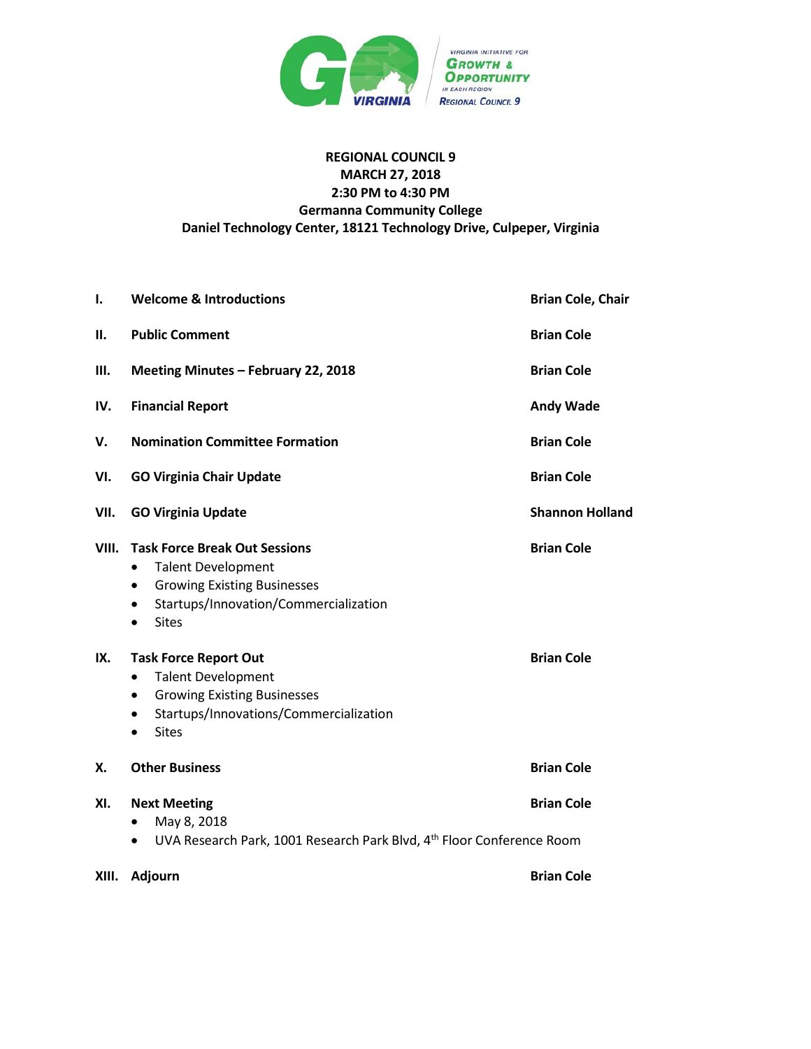VIRGINIA INITIATIVE FOR GROWTH & OPPORTUNITY IN EACH REGION

GO VIRGINIA

REGIONAL COUNCIL 9

**REGIONAL COUNCIL 9**
**MARCH 27, 2018**
**2:30 PM to 4:30 PM**
**Germanna Community College**
**Daniel Technology Center, 18121 Technology Drive, Culpeper, Virginia**

| | | |
|---|---|---|
| **I.** | **Welcome & Introductions** | **Brian Cole, Chair** |
| **II.** | **Public Comment** | **Brian Cole** |
| **III.** | **Meeting Minutes – February 22, 2018** | **Brian Cole** |
| **IV.** | **Financial Report** | **Andy Wade** |
| **V.** | **Nomination Committee Formation** | **Brian Cole** |
| **VI.** | **GO Virginia Chair Update** | **Brian Cole** |
| **VII.** | **GO Virginia Update** | **Shannon Holland** |
| **VIII.** | **Task Force Break Out Sessions** | **Brian Cole** |

- Talent Development
- Growing Existing Businesses
- Startups/Innovation/Commercialization
- Sites

| | | |
|---|---|---|
| **IX.** | **Task Force Report Out** | **Brian Cole** |

- Talent Development
- Growing Existing Businesses
- Startups/Innovations/Commercialization
- Sites

| | | |
|---|---|---|
| **X.** | **Other Business** | **Brian Cole** |
| **XI.** | **Next Meeting** | **Brian Cole** |

- May 8, 2018
- UVA Research Park, 1001 Research Park Blvd, 4th Floor Conference Room

| | | |
|---|---|---|
| **XIII.** | **Adjourn** | **Brian Cole** |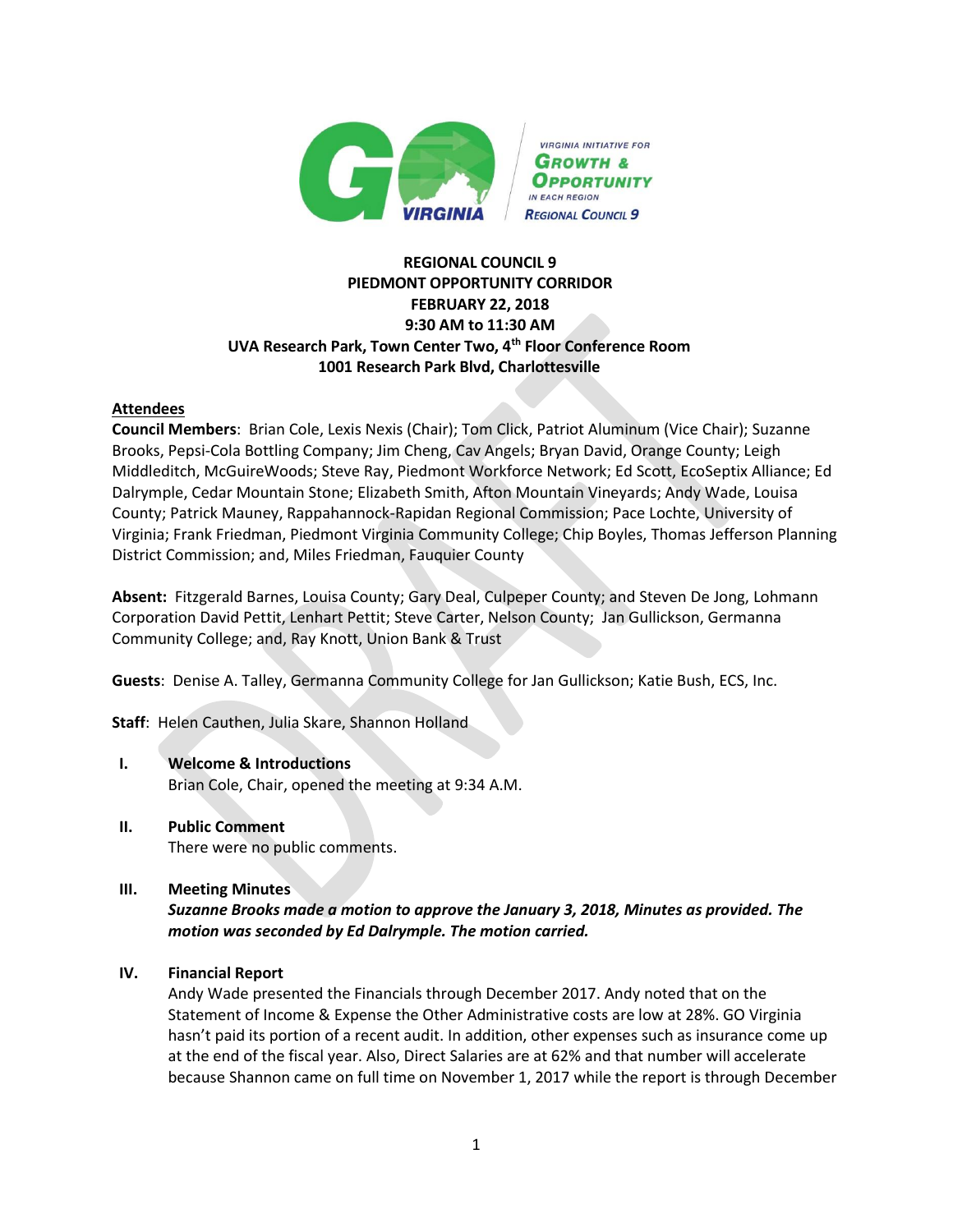**REGIONAL COUNCIL 9**
**PIEDMONT OPPORTUNITY CORRIDOR**
**FEBRUARY 22, 2018**
**9:30 AM to 11:30 AM**
**UVA Research Park, Town Center Two, 4th Floor Conference Room**
**1001 Research Park Blvd, Charlottesville**

**Attendees**

**Council Members**: Brian Cole, Lexis Nexis (Chair); Tom Click, Patriot Aluminum (Vice Chair); Suzanne Brooks, Pepsi-Cola Bottling Company; Jim Cheng, Cav Angels; Bryan David, Orange County; Leigh Middleditch, McGuireWoods; Steve Ray, Piedmont Workforce Network; Ed Scott, EcoSeptix Alliance; Ed Dalrymple, Cedar Mountain Stone; Elizabeth Smith, Afton Mountain Vineyards; Andy Wade, Louisa County; Patrick Mauney, Rappahannock-Rapidan Regional Commission; Pace Lochte, University of Virginia; Frank Friedman, Piedmont Virginia Community College; Chip Boyles, Thomas Jefferson Planning District Commission; and, Miles Friedman, Fauquier County

**Absent:** Fitzgerald Barnes, Louisa County; Gary Deal, Culpeper County; and Steven De Jong, Lohmann Corporation David Pettit, Lenhart Pettit; Steve Carter, Nelson County; Jan Gullickson, Germanna Community College; and, Ray Knott, Union Bank & Trust

**Guests**: Denise A. Talley, Germanna Community College for Jan Gullickson; Katie Bush, ECS, Inc.

**Staff**: Helen Cauthen, Julia Skare, Shannon Holland

## I. Welcome & Introductions

Brian Cole, Chair, opened the meeting at 9:34 A.M.

## II. Public Comment

There were no public comments.

## III. Meeting Minutes

***Suzanne Brooks made a motion to approve the January 3, 2018, Minutes as provided. The motion was seconded by Ed Dalrymple. The motion carried.***

## IV. Financial Report

Andy Wade presented the Financials through December 2017. Andy noted that on the Statement of Income & Expense the Other Administrative costs are low at 28%. GO Virginia hasn't paid its portion of a recent audit. In addition, other expenses such as insurance come up at the end of the fiscal year. Also, Direct Salaries are at 62% and that number will accelerate because Shannon came on full time on November 1, 2017 while the report is through December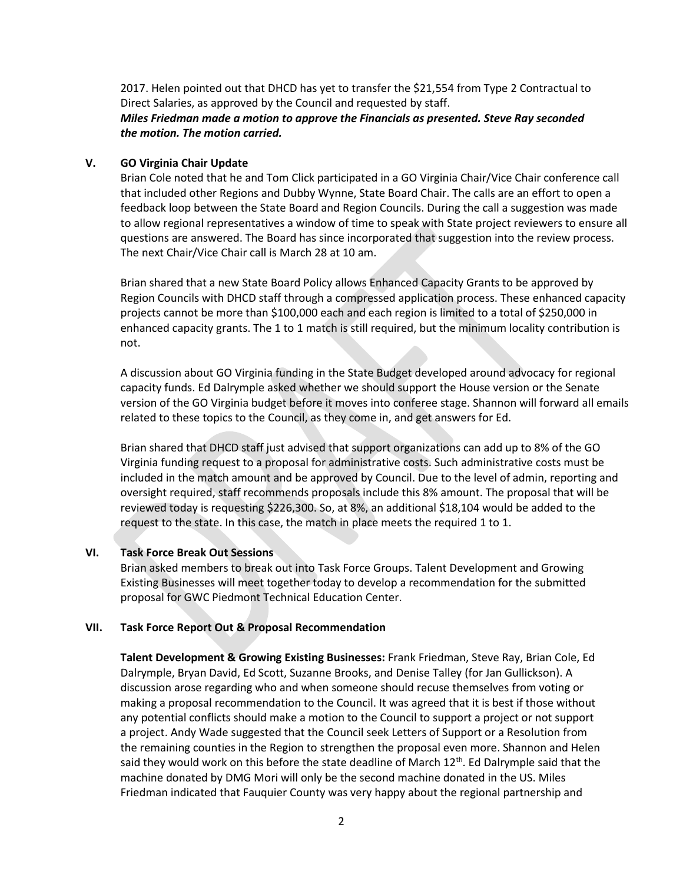2017. Helen pointed out that DHCD has yet to transfer the $21,554 from Type 2 Contractual to Direct Salaries, as approved by the Council and requested by staff.

***Miles Friedman made a motion to approve the Financials as presented. Steve Ray seconded the motion. The motion carried.***

## V. GO Virginia Chair Update

Brian Cole noted that he and Tom Click participated in a GO Virginia Chair/Vice Chair conference call that included other Regions and Dubby Wynne, State Board Chair. The calls are an effort to open a feedback loop between the State Board and Region Councils. During the call a suggestion was made to allow regional representatives a window of time to speak with State project reviewers to ensure all questions are answered. The Board has since incorporated that suggestion into the review process. The next Chair/Vice Chair call is March 28 at 10 am.

Brian shared that a new State Board Policy allows Enhanced Capacity Grants to be approved by Region Councils with DHCD staff through a compressed application process. These enhanced capacity projects cannot be more than $100,000 each and each region is limited to a total of $250,000 in enhanced capacity grants. The 1 to 1 match is still required, but the minimum locality contribution is not.

A discussion about GO Virginia funding in the State Budget developed around advocacy for regional capacity funds. Ed Dalrymple asked whether we should support the House version or the Senate version of the GO Virginia budget before it moves into conferee stage. Shannon will forward all emails related to these topics to the Council, as they come in, and get answers for Ed.

Brian shared that DHCD staff just advised that support organizations can add up to 8% of the GO Virginia funding request to a proposal for administrative costs. Such administrative costs must be included in the match amount and be approved by Council. Due to the level of admin, reporting and oversight required, staff recommends proposals include this 8% amount. The proposal that will be reviewed today is requesting $226,300. So, at 8%, an additional $18,104 would be added to the request to the state. In this case, the match in place meets the required 1 to 1.

## VI. Task Force Break Out Sessions

Brian asked members to break out into Task Force Groups. Talent Development and Growing Existing Businesses will meet together today to develop a recommendation for the submitted proposal for GWC Piedmont Technical Education Center.

## VII. Task Force Report Out & Proposal Recommendation

**Talent Development & Growing Existing Businesses:** Frank Friedman, Steve Ray, Brian Cole, Ed Dalrymple, Bryan David, Ed Scott, Suzanne Brooks, and Denise Talley (for Jan Gullickson). A discussion arose regarding who and when someone should recuse themselves from voting or making a proposal recommendation to the Council. It was agreed that it is best if those without any potential conflicts should make a motion to the Council to support a project or not support a project. Andy Wade suggested that the Council seek Letters of Support or a Resolution from the remaining counties in the Region to strengthen the proposal even more. Shannon and Helen said they would work on this before the state deadline of March 12th. Ed Dalrymple said that the machine donated by DMG Mori will only be the second machine donated in the US. Miles Friedman indicated that Fauquier County was very happy about the regional partnership and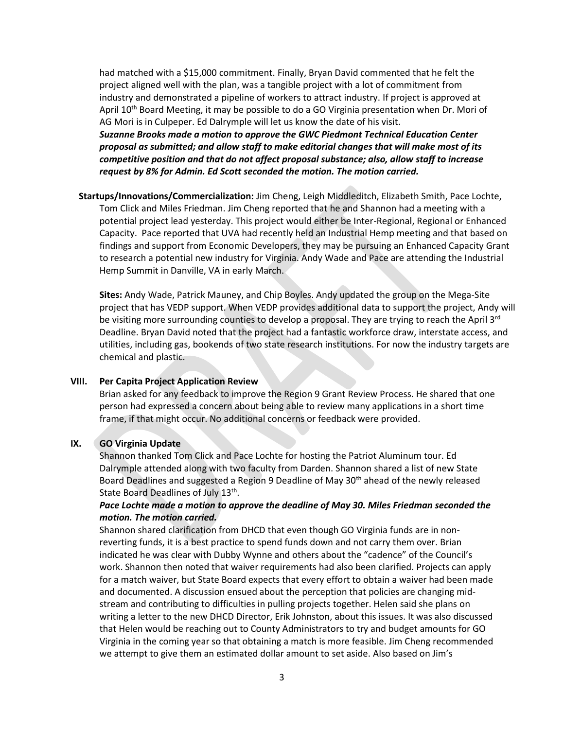had matched with a $15,000 commitment. Finally, Bryan David commented that he felt the project aligned well with the plan, was a tangible project with a lot of commitment from industry and demonstrated a pipeline of workers to attract industry. If project is approved at April 10th Board Meeting, it may be possible to do a GO Virginia presentation when Dr. Mori of AG Mori is in Culpeper. Ed Dalrymple will let us know the date of his visit.

***Suzanne Brooks made a motion to approve the GWC Piedmont Technical Education Center proposal as submitted; and allow staff to make editorial changes that will make most of its competitive position and that do not affect proposal substance; also, allow staff to increase request by 8% for Admin. Ed Scott seconded the motion. The motion carried.***

**Startups/Innovations/Commercialization:** Jim Cheng, Leigh Middleditch, Elizabeth Smith, Pace Lochte, Tom Click and Miles Friedman. Jim Cheng reported that he and Shannon had a meeting with a potential project lead yesterday. This project would either be Inter-Regional, Regional or Enhanced Capacity. Pace reported that UVA had recently held an Industrial Hemp meeting and that based on findings and support from Economic Developers, they may be pursuing an Enhanced Capacity Grant to research a potential new industry for Virginia. Andy Wade and Pace are attending the Industrial Hemp Summit in Danville, VA in early March.

**Sites:** Andy Wade, Patrick Mauney, and Chip Boyles. Andy updated the group on the Mega-Site project that has VEDP support. When VEDP provides additional data to support the project, Andy will be visiting more surrounding counties to develop a proposal. They are trying to reach the April 3rd Deadline. Bryan David noted that the project had a fantastic workforce draw, interstate access, and utilities, including gas, bookends of two state research institutions. For now the industry targets are chemical and plastic.

## VIII. Per Capita Project Application Review

Brian asked for any feedback to improve the Region 9 Grant Review Process. He shared that one person had expressed a concern about being able to review many applications in a short time frame, if that might occur. No additional concerns or feedback were provided.

## IX. GO Virginia Update

Shannon thanked Tom Click and Pace Lochte for hosting the Patriot Aluminum tour. Ed Dalrymple attended along with two faculty from Darden. Shannon shared a list of new State Board Deadlines and suggested a Region 9 Deadline of May 30th ahead of the newly released State Board Deadlines of July 13th.

***Pace Lochte made a motion to approve the deadline of May 30. Miles Friedman seconded the motion. The motion carried.***

Shannon shared clarification from DHCD that even though GO Virginia funds are in non-reverting funds, it is a best practice to spend funds down and not carry them over. Brian indicated he was clear with Dubby Wynne and others about the "cadence" of the Council's work. Shannon then noted that waiver requirements had also been clarified. Projects can apply for a match waiver, but State Board expects that every effort to obtain a waiver had been made and documented. A discussion ensued about the perception that policies are changing mid-stream and contributing to difficulties in pulling projects together. Helen said she plans on writing a letter to the new DHCD Director, Erik Johnston, about this issues. It was also discussed that Helen would be reaching out to County Administrators to try and budget amounts for GO Virginia in the coming year so that obtaining a match is more feasible. Jim Cheng recommended we attempt to give them an estimated dollar amount to set aside. Also based on Jim's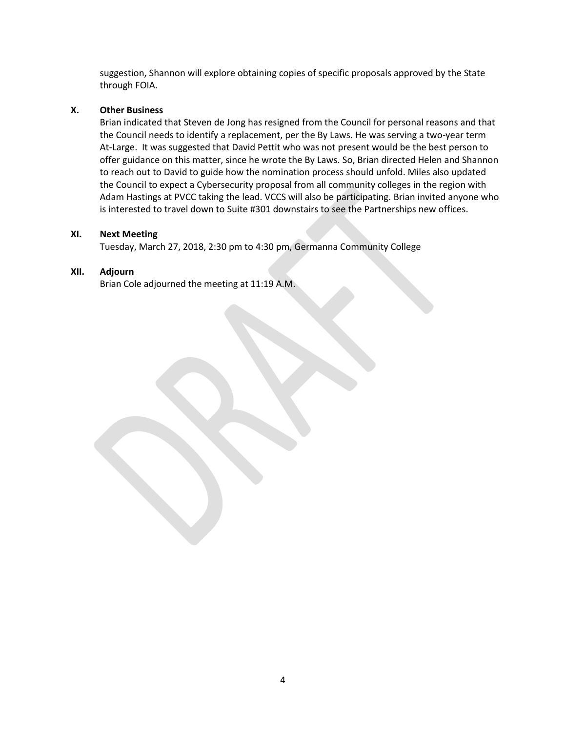suggestion, Shannon will explore obtaining copies of specific proposals approved by the State through FOIA.

## X. Other Business

Brian indicated that Steven de Jong has resigned from the Council for personal reasons and that the Council needs to identify a replacement, per the By Laws. He was serving a two-year term At-Large. It was suggested that David Pettit who was not present would be the best person to offer guidance on this matter, since he wrote the By Laws. So, Brian directed Helen and Shannon to reach out to David to guide how the nomination process should unfold. Miles also updated the Council to expect a Cybersecurity proposal from all community colleges in the region with Adam Hastings at PVCC taking the lead. VCCS will also be participating. Brian invited anyone who is interested to travel down to Suite #301 downstairs to see the Partnerships new offices.

## XI. Next Meeting

Tuesday, March 27, 2018, 2:30 pm to 4:30 pm, Germanna Community College

## XII. Adjourn

Brian Cole adjourned the meeting at 11:19 A.M.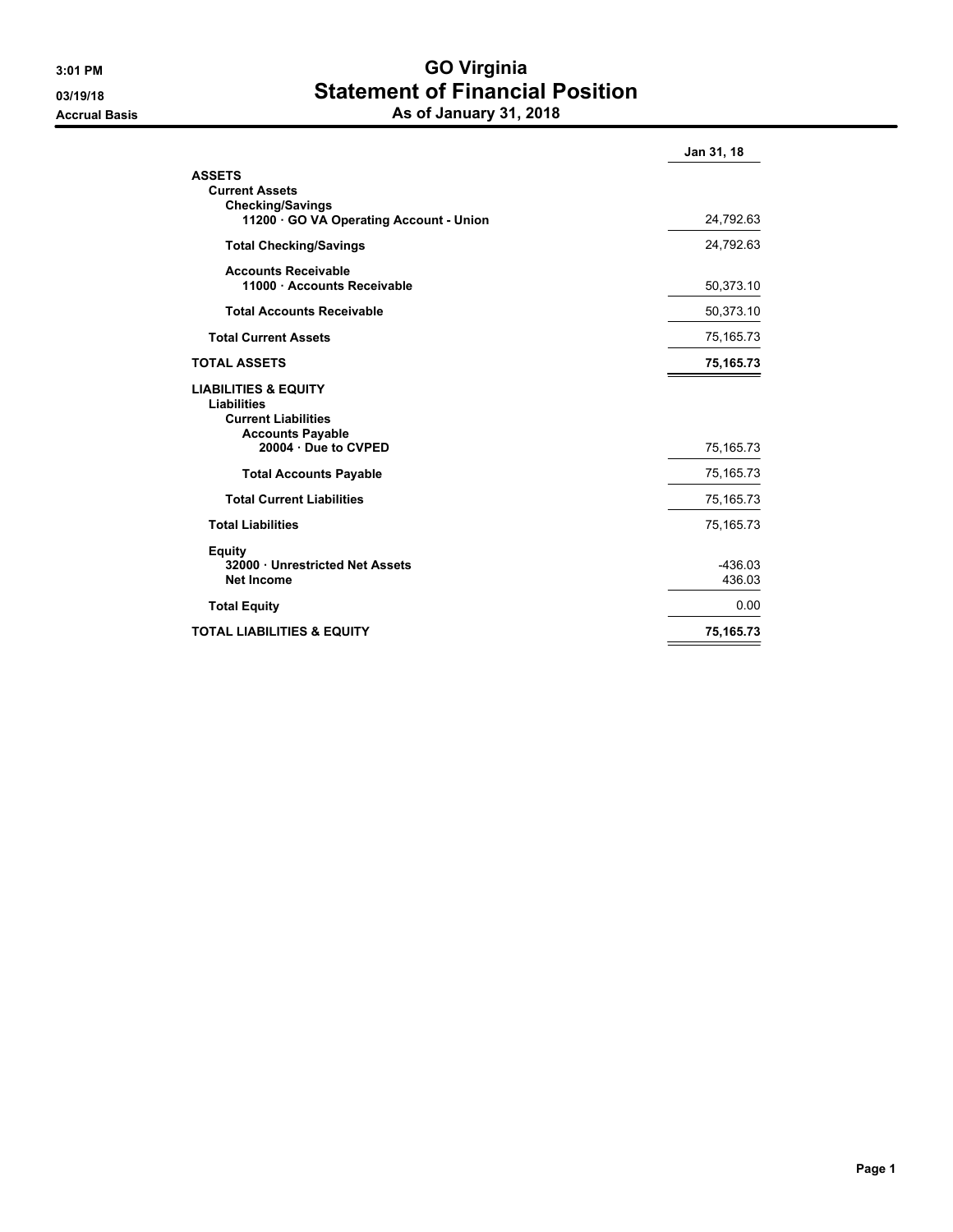3:01 PM

03/19/18

Accrual Basis

# GO Virginia
## Statement of Financial Position
### As of January 31, 2018

| | Jan 31, 18 |
|---|---|
| **ASSETS** | |
| **Current Assets** | |
| **Checking/Savings** | |
| **11200 · GO VA Operating Account - Union** | 24,792.63 |
| **Total Checking/Savings** | 24,792.63 |
| **Accounts Receivable** | |
| **11000 · Accounts Receivable** | 50,373.10 |
| **Total Accounts Receivable** | 50,373.10 |
| **Total Current Assets** | 75,165.73 |
| **TOTAL ASSETS** | **75,165.73** |
| **LIABILITIES & EQUITY** | |
| **Liabilities** | |
| **Current Liabilities** | |
| **Accounts Payable** | |
| **20004 · Due to CVPED** | 75,165.73 |
| **Total Accounts Payable** | 75,165.73 |
| **Total Current Liabilities** | 75,165.73 |
| **Total Liabilities** | 75,165.73 |
| **Equity** | |
| **32000 · Unrestricted Net Assets** | -436.03 |
| **Net Income** | 436.03 |
| **Total Equity** | 0.00 |
| **TOTAL LIABILITIES & EQUITY** | **75,165.73** |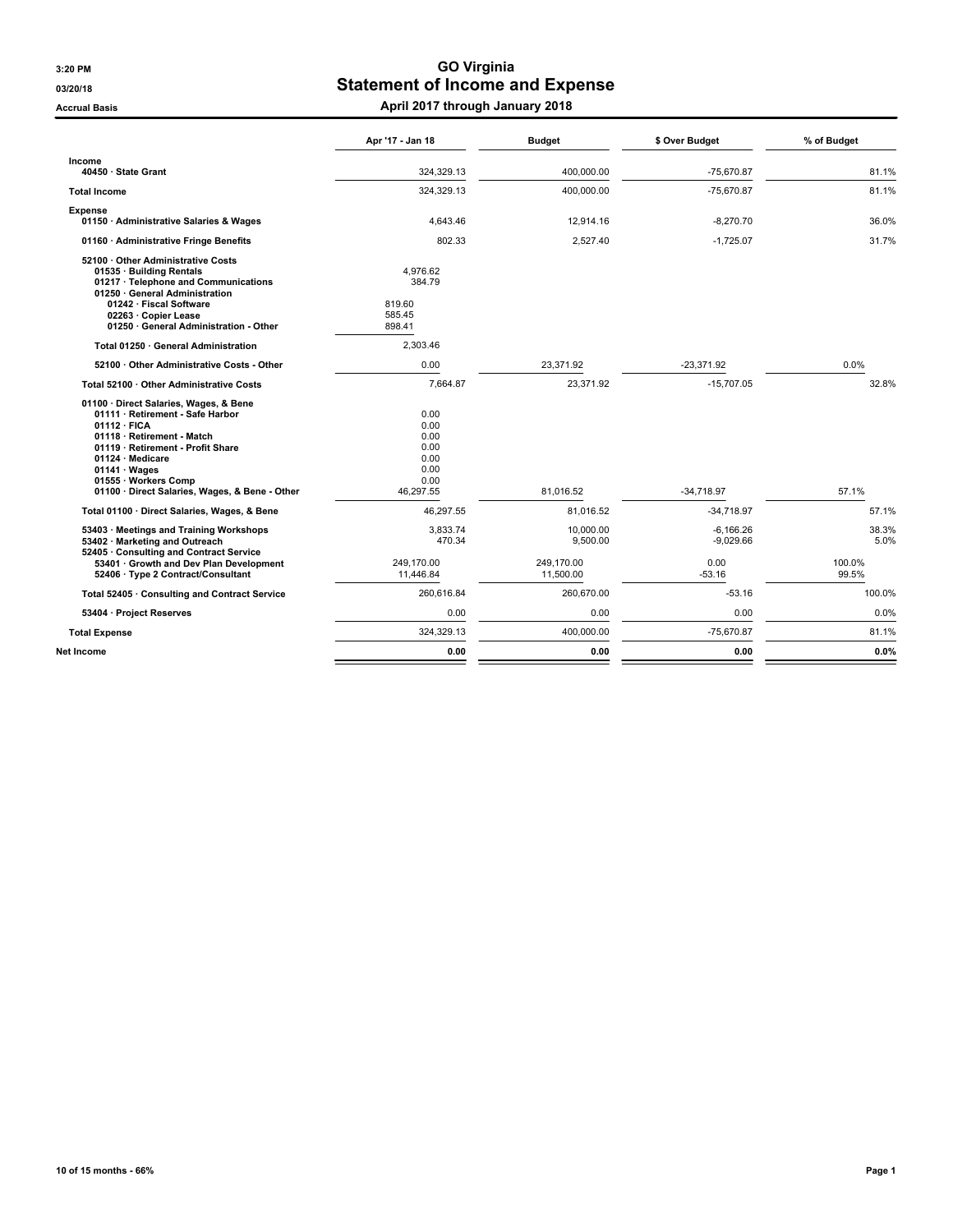3:20 PM

03/20/18

Accrual Basis

# GO Virginia

## Statement of Income and Expense

### April 2017 through January 2018

| | Apr '17 - Jan 18 | Budget | $ Over Budget | % of Budget |
|---|---|---|---|---|
| **Income** | | | | |
| **40450 · State Grant** | 324,329.13 | 400,000.00 | -75,670.87 | 81.1% |
| **Total Income** | 324,329.13 | 400,000.00 | -75,670.87 | 81.1% |
| **Expense** | | | | |
| **01150 · Administrative Salaries & Wages** | 4,643.46 | 12,914.16 | -8,270.70 | 36.0% |
| **01160 · Administrative Fringe Benefits** | 802.33 | 2,527.40 | -1,725.07 | 31.7% |
| **52100 · Other Administrative Costs** | | | | |
| **01535 · Building Rentals** | 4,976.62 | | | |
| **01217 · Telephone and Communications** | 384.79 | | | |
| **01250 · General Administration** | | | | |
| **01242 · Fiscal Software** | 819.60 | | | |
| **02263 · Copier Lease** | 585.45 | | | |
| **01250 · General Administration - Other** | 898.41 | | | |
| **Total 01250 · General Administration** | 2,303.46 | | | |
| **52100 · Other Administrative Costs - Other** | 0.00 | 23,371.92 | -23,371.92 | 0.0% |
| **Total 52100 · Other Administrative Costs** | 7,664.87 | 23,371.92 | -15,707.05 | 32.8% |
| **01100 · Direct Salaries, Wages, & Bene** | | | | |
| **01111 · Retirement - Safe Harbor** | 0.00 | | | |
| **01112 · FICA** | 0.00 | | | |
| **01118 · Retirement - Match** | 0.00 | | | |
| **01119 · Retirement - Profit Share** | 0.00 | | | |
| **01124 · Medicare** | 0.00 | | | |
| **01141 · Wages** | 0.00 | | | |
| **01555 · Workers Comp** | 0.00 | | | |
| **01100 · Direct Salaries, Wages, & Bene - Other** | 46,297.55 | 81,016.52 | -34,718.97 | 57.1% |
| **Total 01100 · Direct Salaries, Wages, & Bene** | 46,297.55 | 81,016.52 | -34,718.97 | 57.1% |
| **53403 · Meetings and Training Workshops** | 3,833.74 | 10,000.00 | -6,166.26 | 38.3% |
| **53402 · Marketing and Outreach** | 470.34 | 9,500.00 | -9,029.66 | 5.0% |
| **52405 · Consulting and Contract Service** | | | | |
| **53401 · Growth and Dev Plan Development** | 249,170.00 | 249,170.00 | 0.00 | 100.0% |
| **52406 · Type 2 Contract/Consultant** | 11,446.84 | 11,500.00 | -53.16 | 99.5% |
| **Total 52405 · Consulting and Contract Service** | 260,616.84 | 260,670.00 | -53.16 | 100.0% |
| **53404 · Project Reserves** | 0.00 | 0.00 | 0.00 | 0.0% |
| **Total Expense** | 324,329.13 | 400,000.00 | -75,670.87 | 81.1% |
| **Net Income** | **0.00** | **0.00** | **0.00** | **0.0%** |

**10 of 15 months - 66%**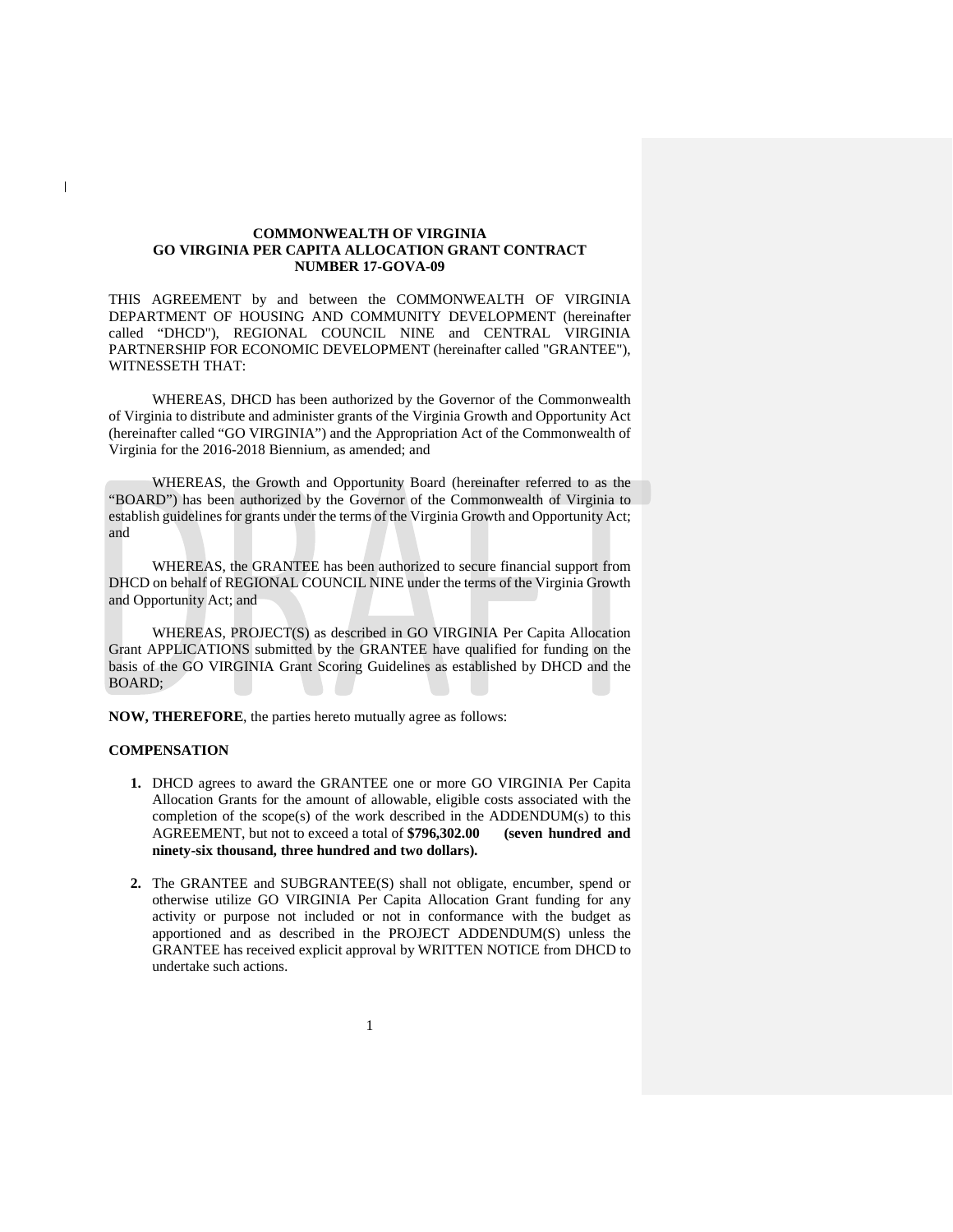**COMMONWEALTH OF VIRGINIA**
**GO VIRGINIA PER CAPITA ALLOCATION GRANT CONTRACT**
**NUMBER 17-GOVA-09**

THIS AGREEMENT by and between the COMMONWEALTH OF VIRGINIA DEPARTMENT OF HOUSING AND COMMUNITY DEVELOPMENT (hereinafter called "DHCD"), REGIONAL COUNCIL NINE and CENTRAL VIRGINIA PARTNERSHIP FOR ECONOMIC DEVELOPMENT (hereinafter called "GRANTEE"), WITNESSETH THAT:

WHEREAS, DHCD has been authorized by the Governor of the Commonwealth of Virginia to distribute and administer grants of the Virginia Growth and Opportunity Act (hereinafter called "GO VIRGINIA") and the Appropriation Act of the Commonwealth of Virginia for the 2016-2018 Biennium, as amended; and

WHEREAS, the Growth and Opportunity Board (hereinafter referred to as the "BOARD") has been authorized by the Governor of the Commonwealth of Virginia to establish guidelines for grants under the terms of the Virginia Growth and Opportunity Act; and

WHEREAS, the GRANTEE has been authorized to secure financial support from DHCD on behalf of REGIONAL COUNCIL NINE under the terms of the Virginia Growth and Opportunity Act; and

WHEREAS, PROJECT(S) as described in GO VIRGINIA Per Capita Allocation Grant APPLICATIONS submitted by the GRANTEE have qualified for funding on the basis of the GO VIRGINIA Grant Scoring Guidelines as established by DHCD and the BOARD;

**NOW, THEREFORE**, the parties hereto mutually agree as follows:

**COMPENSATION**

1. DHCD agrees to award the GRANTEE one or more GO VIRGINIA Per Capita Allocation Grants for the amount of allowable, eligible costs associated with the completion of the scope(s) of the work described in the ADDENDUM(s) to this AGREEMENT, but not to exceed a total of **$796,302.00 (seven hundred and ninety-six thousand, three hundred and two dollars).**

2. The GRANTEE and SUBGRANTEE(S) shall not obligate, encumber, spend or otherwise utilize GO VIRGINIA Per Capita Allocation Grant funding for any activity or purpose not included or not in conformance with the budget as apportioned and as described in the PROJECT ADDENDUM(S) unless the GRANTEE has received explicit approval by WRITTEN NOTICE from DHCD to undertake such actions.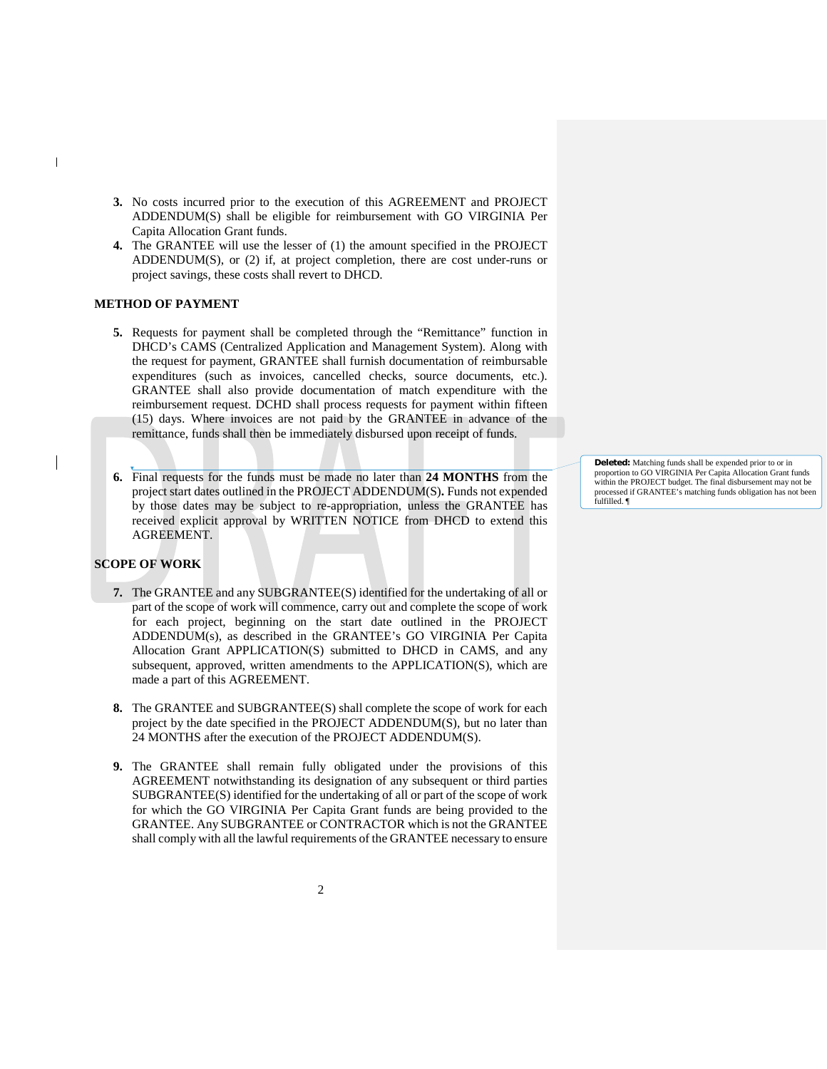3. No costs incurred prior to the execution of this AGREEMENT and PROJECT ADDENDUM(S) shall be eligible for reimbursement with GO VIRGINIA Per Capita Allocation Grant funds.
4. The GRANTEE will use the lesser of (1) the amount specified in the PROJECT ADDENDUM(S), or (2) if, at project completion, there are cost under-runs or project savings, these costs shall revert to DHCD.

**METHOD OF PAYMENT**

5. Requests for payment shall be completed through the "Remittance" function in DHCD's CAMS (Centralized Application and Management System). Along with the request for payment, GRANTEE shall furnish documentation of reimbursable expenditures (such as invoices, cancelled checks, source documents, etc.). GRANTEE shall also provide documentation of match expenditure with the reimbursement request. DCHD shall process requests for payment within fifteen (15) days. Where invoices are not paid by the GRANTEE in advance of the remittance, funds shall then be immediately disbursed upon receipt of funds.

**Deleted:** Matching funds shall be expended prior to or in proportion to GO VIRGINIA Per Capita Allocation Grant funds within the PROJECT budget. The final disbursement may not be processed if GRANTEE's matching funds obligation has not been fulfilled. ¶

6. Final requests for the funds must be made no later than **24 MONTHS** from the project start dates outlined in the PROJECT ADDENDUM(S)**.** Funds not expended by those dates may be subject to re-appropriation, unless the GRANTEE has received explicit approval by WRITTEN NOTICE from DHCD to extend this AGREEMENT.

**SCOPE OF WORK**

7. The GRANTEE and any SUBGRANTEE(S) identified for the undertaking of all or part of the scope of work will commence, carry out and complete the scope of work for each project, beginning on the start date outlined in the PROJECT ADDENDUM(s), as described in the GRANTEE's GO VIRGINIA Per Capita Allocation Grant APPLICATION(S) submitted to DHCD in CAMS, and any subsequent, approved, written amendments to the APPLICATION(S), which are made a part of this AGREEMENT.

8. The GRANTEE and SUBGRANTEE(S) shall complete the scope of work for each project by the date specified in the PROJECT ADDENDUM(S), but no later than 24 MONTHS after the execution of the PROJECT ADDENDUM(S).

9. The GRANTEE shall remain fully obligated under the provisions of this AGREEMENT notwithstanding its designation of any subsequent or third parties SUBGRANTEE(S) identified for the undertaking of all or part of the scope of work for which the GO VIRGINIA Per Capita Grant funds are being provided to the GRANTEE. Any SUBGRANTEE or CONTRACTOR which is not the GRANTEE shall comply with all the lawful requirements of the GRANTEE necessary to ensure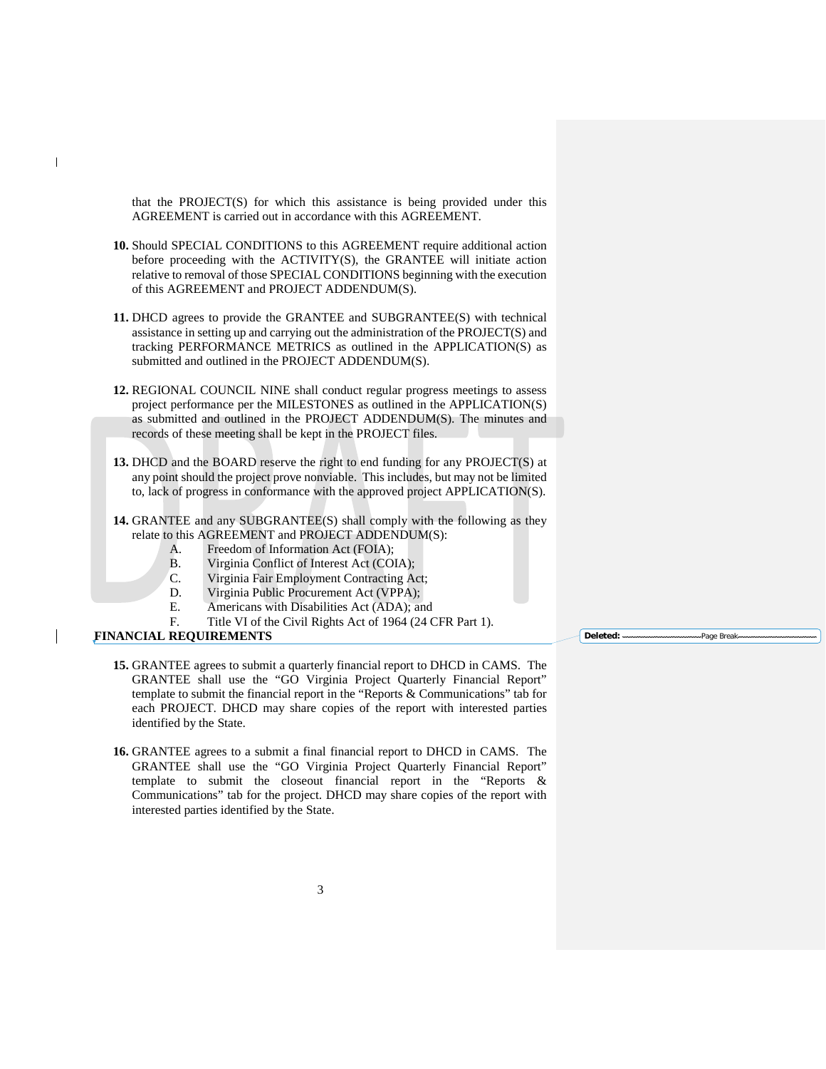that the PROJECT(S) for which this assistance is being provided under this AGREEMENT is carried out in accordance with this AGREEMENT.

**10.** Should SPECIAL CONDITIONS to this AGREEMENT require additional action before proceeding with the ACTIVITY(S), the GRANTEE will initiate action relative to removal of those SPECIAL CONDITIONS beginning with the execution of this AGREEMENT and PROJECT ADDENDUM(S).

**11.** DHCD agrees to provide the GRANTEE and SUBGRANTEE(S) with technical assistance in setting up and carrying out the administration of the PROJECT(S) and tracking PERFORMANCE METRICS as outlined in the APPLICATION(S) as submitted and outlined in the PROJECT ADDENDUM(S).

**12.** REGIONAL COUNCIL NINE shall conduct regular progress meetings to assess project performance per the MILESTONES as outlined in the APPLICATION(S) as submitted and outlined in the PROJECT ADDENDUM(S). The minutes and records of these meeting shall be kept in the PROJECT files.

**13.** DHCD and the BOARD reserve the right to end funding for any PROJECT(S) at any point should the project prove nonviable. This includes, but may not be limited to, lack of progress in conformance with the approved project APPLICATION(S).

**14.** GRANTEE and any SUBGRANTEE(S) shall comply with the following as they relate to this AGREEMENT and PROJECT ADDENDUM(S):

A. Freedom of Information Act (FOIA);
B. Virginia Conflict of Interest Act (COIA);
C. Virginia Fair Employment Contracting Act;
D. Virginia Public Procurement Act (VPPA);
E. Americans with Disabilities Act (ADA); and
F. Title VI of the Civil Rights Act of 1964 (24 CFR Part 1).

**FINANCIAL REQUIREMENTS**

**15.** GRANTEE agrees to submit a quarterly financial report to DHCD in CAMS. The GRANTEE shall use the "GO Virginia Project Quarterly Financial Report" template to submit the financial report in the "Reports & Communications" tab for each PROJECT. DHCD may share copies of the report with interested parties identified by the State.

**16.** GRANTEE agrees to a submit a final financial report to DHCD in CAMS. The GRANTEE shall use the "GO Virginia Project Quarterly Financial Report" template to submit the closeout financial report in the "Reports & Communications" tab for the project. DHCD may share copies of the report with interested parties identified by the State.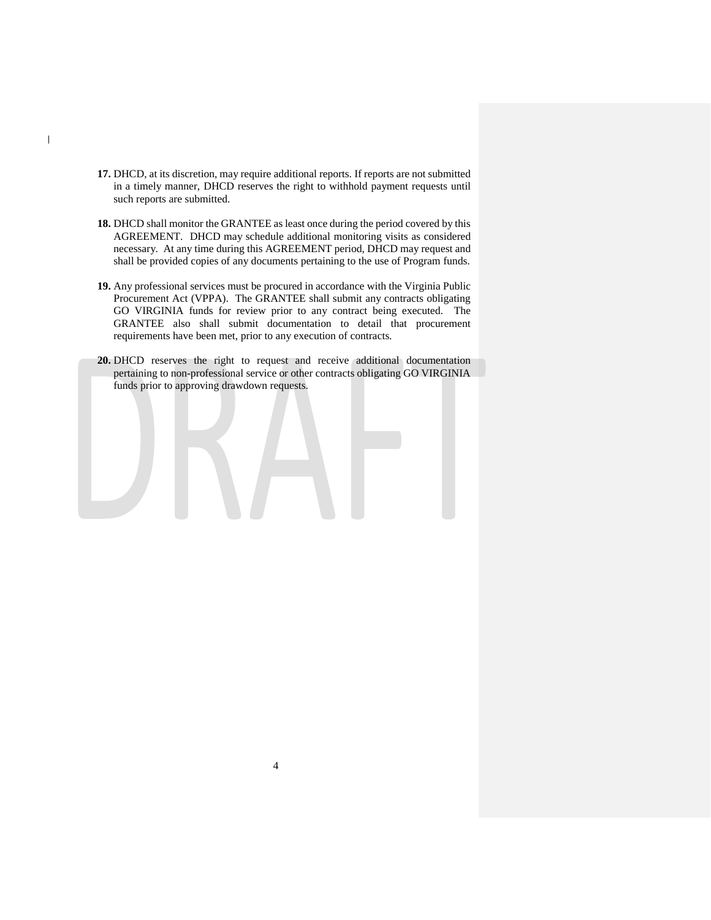17. DHCD, at its discretion, may require additional reports. If reports are not submitted in a timely manner, DHCD reserves the right to withhold payment requests until such reports are submitted.

18. DHCD shall monitor the GRANTEE as least once during the period covered by this AGREEMENT. DHCD may schedule additional monitoring visits as considered necessary. At any time during this AGREEMENT period, DHCD may request and shall be provided copies of any documents pertaining to the use of Program funds.

19. Any professional services must be procured in accordance with the Virginia Public Procurement Act (VPPA). The GRANTEE shall submit any contracts obligating GO VIRGINIA funds for review prior to any contract being executed. The GRANTEE also shall submit documentation to detail that procurement requirements have been met, prior to any execution of contracts.

20. DHCD reserves the right to request and receive additional documentation pertaining to non-professional service or other contracts obligating GO VIRGINIA funds prior to approving drawdown requests.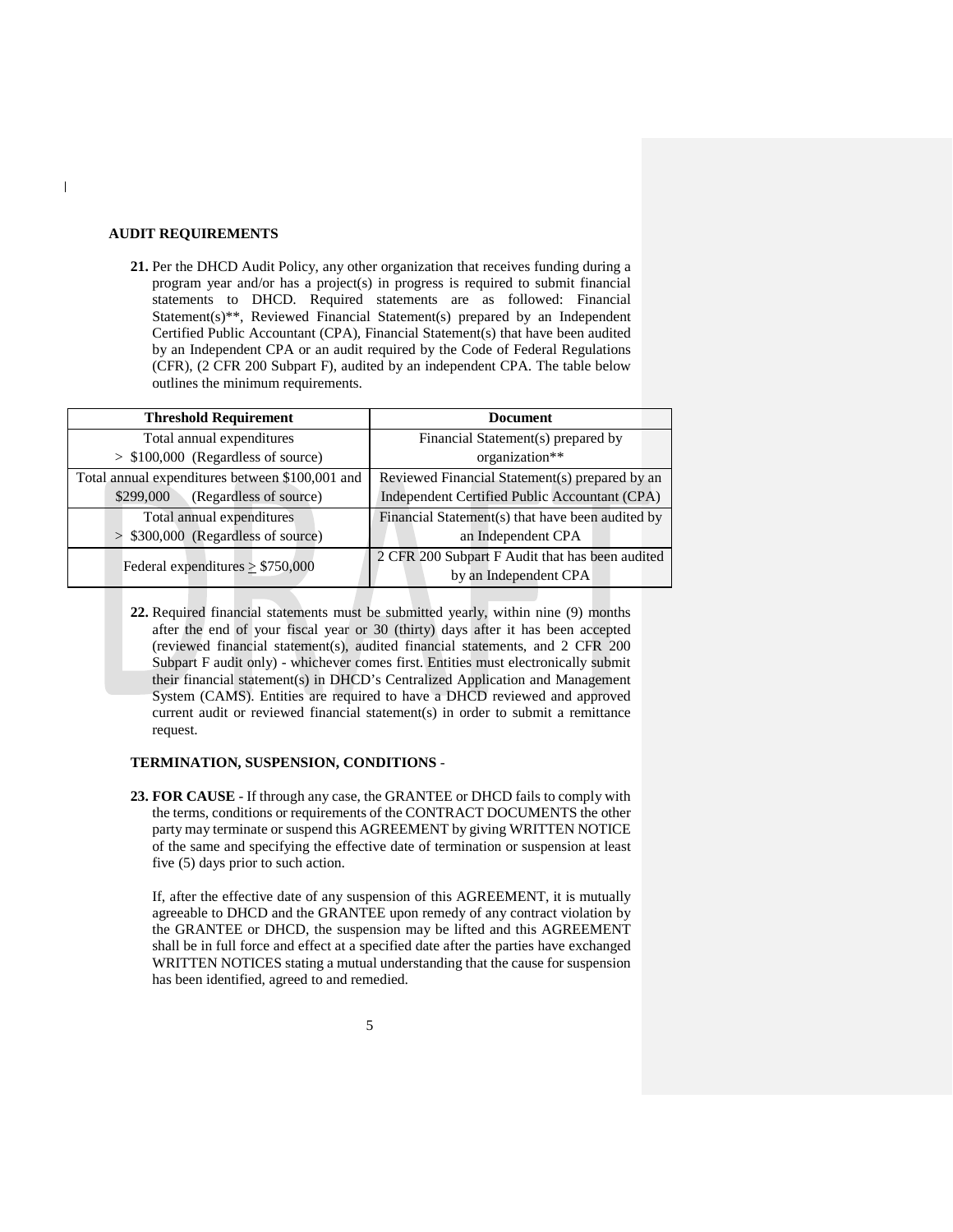**AUDIT REQUIREMENTS**

**21.** Per the DHCD Audit Policy, any other organization that receives funding during a program year and/or has a project(s) in progress is required to submit financial statements to DHCD. Required statements are as followed: Financial Statement(s)**, Reviewed Financial Statement(s) prepared by an Independent Certified Public Accountant (CPA), Financial Statement(s) that have been audited by an Independent CPA or an audit required by the Code of Federal Regulations (CFR), (2 CFR 200 Subpart F), audited by an independent CPA. The table below outlines the minimum requirements.

| Threshold Requirement | Document |
|---|---|
| Total annual expenditures > $100,000 (Regardless of source) | Financial Statement(s) prepared by organization** |
| Total annual expenditures between $100,001 and $299,000 (Regardless of source) | Reviewed Financial Statement(s) prepared by an Independent Certified Public Accountant (CPA) |
| Total annual expenditures > $300,000 (Regardless of source) | Financial Statement(s) that have been audited by an Independent CPA |
| Federal expenditures ≥ $750,000 | 2 CFR 200 Subpart F Audit that has been audited by an Independent CPA |

**22.** Required financial statements must be submitted yearly, within nine (9) months after the end of your fiscal year or 30 (thirty) days after it has been accepted (reviewed financial statement(s), audited financial statements, and 2 CFR 200 Subpart F audit only) - whichever comes first. Entities must electronically submit their financial statement(s) in DHCD's Centralized Application and Management System (CAMS). Entities are required to have a DHCD reviewed and approved current audit or reviewed financial statement(s) in order to submit a remittance request.

**TERMINATION, SUSPENSION, CONDITIONS** -

**23. FOR CAUSE** - If through any case, the GRANTEE or DHCD fails to comply with the terms, conditions or requirements of the CONTRACT DOCUMENTS the other party may terminate or suspend this AGREEMENT by giving WRITTEN NOTICE of the same and specifying the effective date of termination or suspension at least five (5) days prior to such action.

If, after the effective date of any suspension of this AGREEMENT, it is mutually agreeable to DHCD and the GRANTEE upon remedy of any contract violation by the GRANTEE or DHCD, the suspension may be lifted and this AGREEMENT shall be in full force and effect at a specified date after the parties have exchanged WRITTEN NOTICES stating a mutual understanding that the cause for suspension has been identified, agreed to and remedied.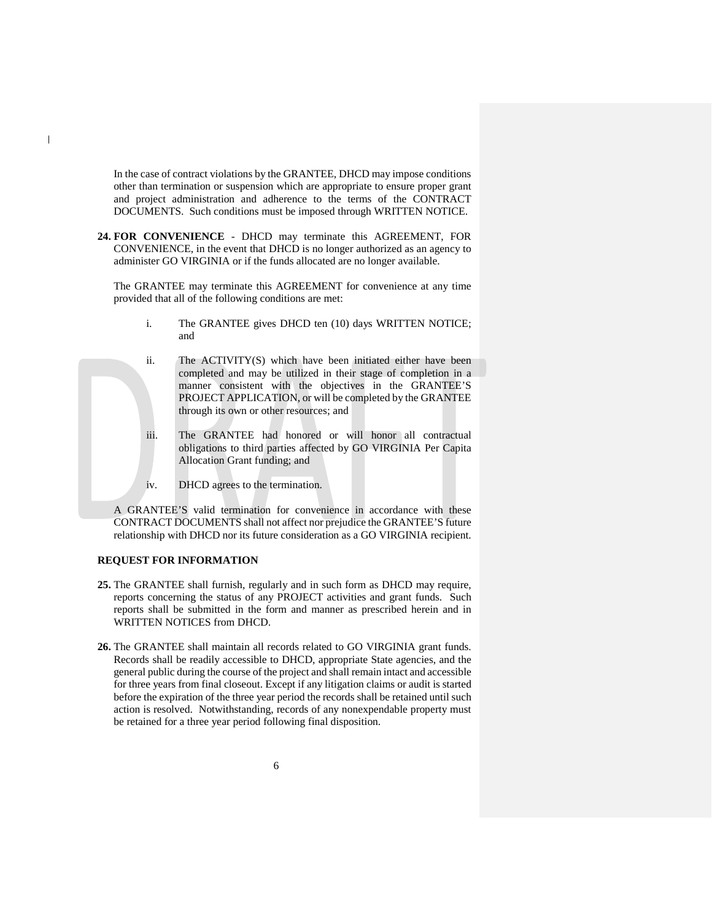In the case of contract violations by the GRANTEE, DHCD may impose conditions other than termination or suspension which are appropriate to ensure proper grant and project administration and adherence to the terms of the CONTRACT DOCUMENTS. Such conditions must be imposed through WRITTEN NOTICE.

**24. FOR CONVENIENCE** - DHCD may terminate this AGREEMENT, FOR CONVENIENCE, in the event that DHCD is no longer authorized as an agency to administer GO VIRGINIA or if the funds allocated are no longer available.

The GRANTEE may terminate this AGREEMENT for convenience at any time provided that all of the following conditions are met:

i. The GRANTEE gives DHCD ten (10) days WRITTEN NOTICE; and

ii. The ACTIVITY(S) which have been initiated either have been completed and may be utilized in their stage of completion in a manner consistent with the objectives in the GRANTEE'S PROJECT APPLICATION, or will be completed by the GRANTEE through its own or other resources; and

iii. The GRANTEE had honored or will honor all contractual obligations to third parties affected by GO VIRGINIA Per Capita Allocation Grant funding; and

iv. DHCD agrees to the termination.

A GRANTEE'S valid termination for convenience in accordance with these CONTRACT DOCUMENTS shall not affect nor prejudice the GRANTEE'S future relationship with DHCD nor its future consideration as a GO VIRGINIA recipient.

**REQUEST FOR INFORMATION**

**25.** The GRANTEE shall furnish, regularly and in such form as DHCD may require, reports concerning the status of any PROJECT activities and grant funds. Such reports shall be submitted in the form and manner as prescribed herein and in WRITTEN NOTICES from DHCD.

**26.** The GRANTEE shall maintain all records related to GO VIRGINIA grant funds. Records shall be readily accessible to DHCD, appropriate State agencies, and the general public during the course of the project and shall remain intact and accessible for three years from final closeout. Except if any litigation claims or audit is started before the expiration of the three year period the records shall be retained until such action is resolved. Notwithstanding, records of any nonexpendable property must be retained for a three year period following final disposition.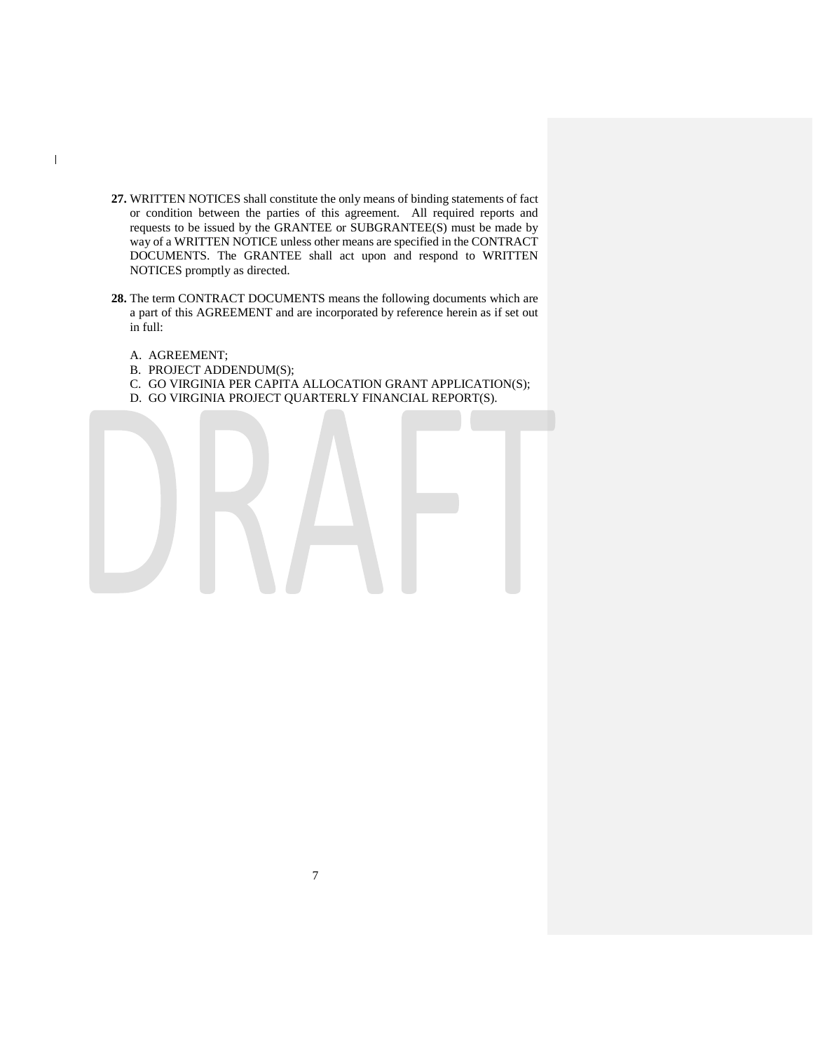**27.** WRITTEN NOTICES shall constitute the only means of binding statements of fact or condition between the parties of this agreement. All required reports and requests to be issued by the GRANTEE or SUBGRANTEE(S) must be made by way of a WRITTEN NOTICE unless other means are specified in the CONTRACT DOCUMENTS. The GRANTEE shall act upon and respond to WRITTEN NOTICES promptly as directed.

**28.** The term CONTRACT DOCUMENTS means the following documents which are a part of this AGREEMENT and are incorporated by reference herein as if set out in full:

A. AGREEMENT;
B. PROJECT ADDENDUM(S);
C. GO VIRGINIA PER CAPITA ALLOCATION GRANT APPLICATION(S);
D. GO VIRGINIA PROJECT QUARTERLY FINANCIAL REPORT(S).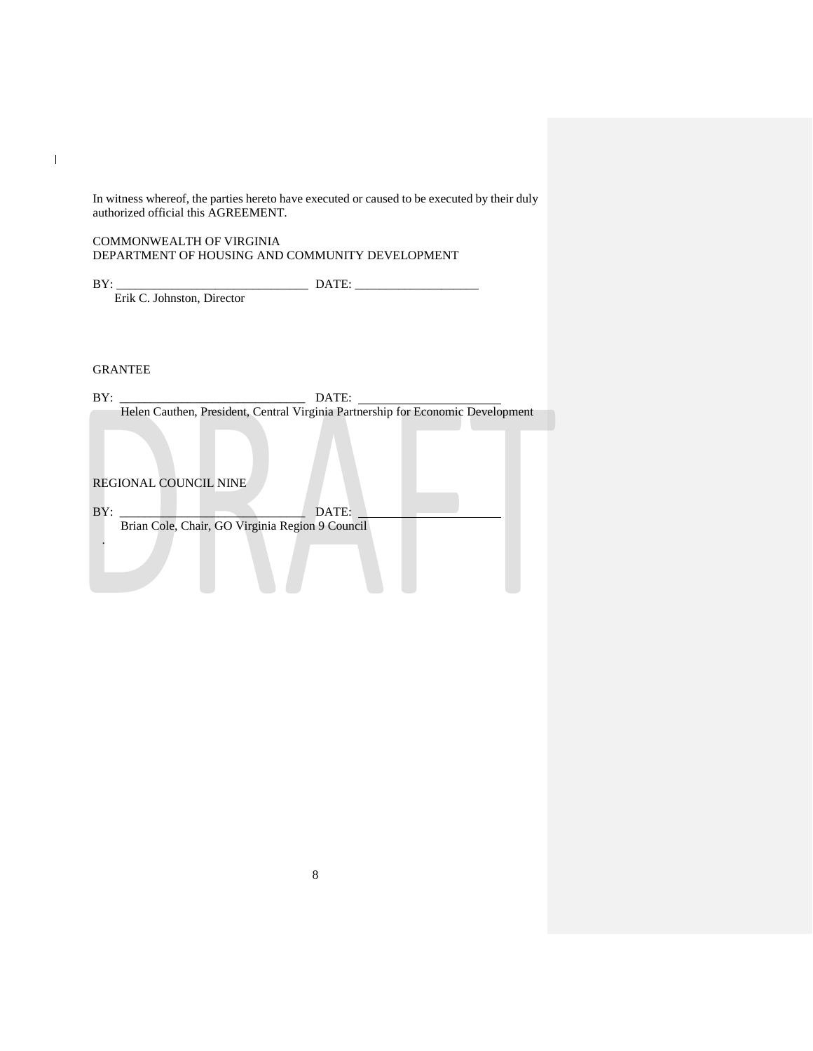In witness whereof, the parties hereto have executed or caused to be executed by their duly authorized official this AGREEMENT.

COMMONWEALTH OF VIRGINIA
DEPARTMENT OF HOUSING AND COMMUNITY DEVELOPMENT

BY: _______________________________ DATE: ____________________
Erik C. Johnston, Director

GRANTEE

BY: _______________________________ DATE: ________________________
Helen Cauthen, President, Central Virginia Partnership for Economic Development

REGIONAL COUNCIL NINE

BY: _______________________________ DATE: ________________________
Brian Cole, Chair, GO Virginia Region 9 Council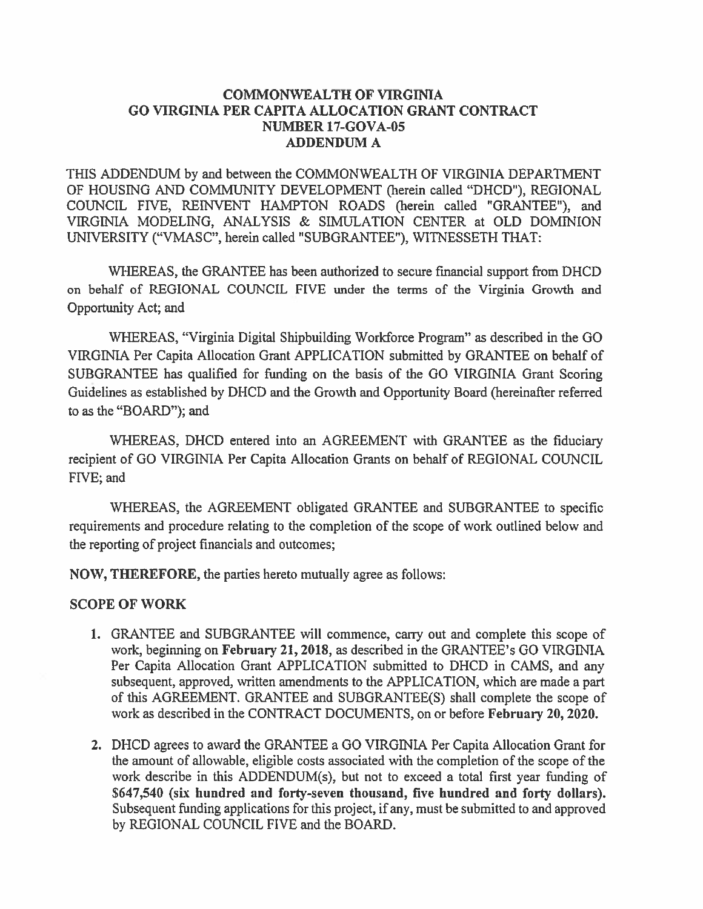# COMMONWEALTH OF VIRGINIA
# GO VIRGINIA PER CAPITA ALLOCATION GRANT CONTRACT
# NUMBER 17-GOVA-05
# ADDENDUM A

THIS ADDENDUM by and between the COMMONWEALTH OF VIRGINIA DEPARTMENT OF HOUSING AND COMMUNITY DEVELOPMENT (herein called "DHCD"), REGIONAL COUNCIL FIVE, REINVENT HAMPTON ROADS (herein called "GRANTEE"), and VIRGINIA MODELING, ANALYSIS & SIMULATION CENTER at OLD DOMINION UNIVERSITY ("VMASC", herein called "SUBGRANTEE"), WITNESSETH THAT:

WHEREAS, the GRANTEE has been authorized to secure financial support from DHCD on behalf of REGIONAL COUNCIL FIVE under the terms of the Virginia Growth and Opportunity Act; and

WHEREAS, "Virginia Digital Shipbuilding Workforce Program" as described in the GO VIRGINIA Per Capita Allocation Grant APPLICATION submitted by GRANTEE on behalf of SUBGRANTEE has qualified for funding on the basis of the GO VIRGINIA Grant Scoring Guidelines as established by DHCD and the Growth and Opportunity Board (hereinafter referred to as the "BOARD"); and

WHEREAS, DHCD entered into an AGREEMENT with GRANTEE as the fiduciary recipient of GO VIRGINIA Per Capita Allocation Grants on behalf of REGIONAL COUNCIL FIVE; and

WHEREAS, the AGREEMENT obligated GRANTEE and SUBGRANTEE to specific requirements and procedure relating to the completion of the scope of work outlined below and the reporting of project financials and outcomes;

**NOW, THEREFORE,** the parties hereto mutually agree as follows:

**SCOPE OF WORK**

1. GRANTEE and SUBGRANTEE will commence, carry out and complete this scope of work, beginning on **February 21, 2018**, as described in the GRANTEE's GO VIRGINIA Per Capita Allocation Grant APPLICATION submitted to DHCD in CAMS, and any subsequent, approved, written amendments to the APPLICATION, which are made a part of this AGREEMENT. GRANTEE and SUBGRANTEE(S) shall complete the scope of work as described in the CONTRACT DOCUMENTS, on or before **February 20, 2020.**

2. DHCD agrees to award the GRANTEE a GO VIRGINIA Per Capita Allocation Grant for the amount of allowable, eligible costs associated with the completion of the scope of the work describe in this ADDENDUM(s), but not to exceed a total first year funding of **$647,540 (six hundred and forty-seven thousand, five hundred and forty dollars).** Subsequent funding applications for this project, if any, must be submitted to and approved by REGIONAL COUNCIL FIVE and the BOARD.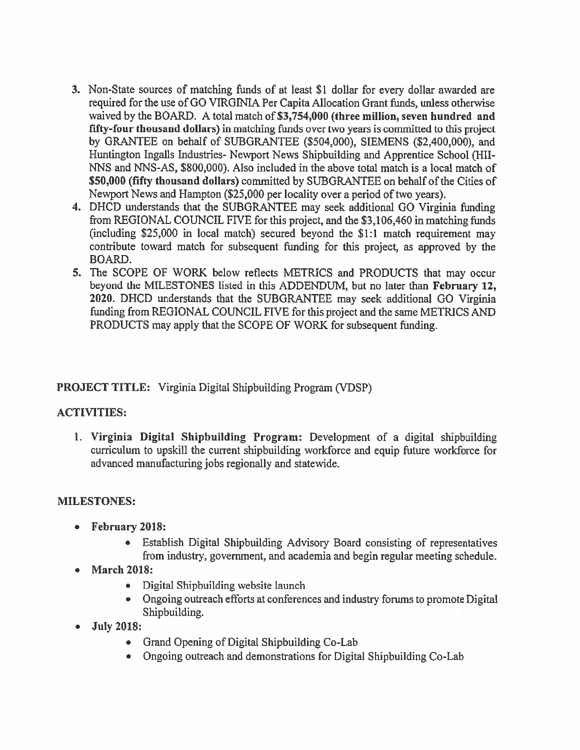3. Non-State sources of matching funds of at least $1 dollar for every dollar awarded are required for the use of GO VIRGINIA Per Capita Allocation Grant funds, unless otherwise waived by the BOARD. A total match of **$3,754,000 (three million, seven hundred and fifty-four thousand dollars)** in matching funds over two years is committed to this project by GRANTEE on behalf of SUBGRANTEE ($504,000), SIEMENS ($2,400,000), and Huntington Ingalls Industries- Newport News Shipbuilding and Apprentice School (HII-NNS and NNS-AS, $800,000). Also included in the above total match is a local match of **$50,000 (fifty thousand dollars)** committed by SUBGRANTEE on behalf of the Cities of Newport News and Hampton ($25,000 per locality over a period of two years).
4. DHCD understands that the SUBGRANTEE may seek additional GO Virginia funding from REGIONAL COUNCIL FIVE for this project, and the $3,106,460 in matching funds (including $25,000 in local match) secured beyond the $1:1 match requirement may contribute toward match for subsequent funding for this project, as approved by the BOARD.
5. The SCOPE OF WORK below reflects METRICS and PRODUCTS that may occur beyond the MILESTONES listed in this ADDENDUM, but no later than **February 12, 2020.** DHCD understands that the SUBGRANTEE may seek additional GO Virginia funding from REGIONAL COUNCIL FIVE for this project and the same METRICS AND PRODUCTS may apply that the SCOPE OF WORK for subsequent funding.

**PROJECT TITLE:** Virginia Digital Shipbuilding Program (VDSP)

**ACTIVITIES:**

1. **Virginia Digital Shipbuilding Program:** Development of a digital shipbuilding curriculum to upskill the current shipbuilding workforce and equip future workforce for advanced manufacturing jobs regionally and statewide.

**MILESTONES:**

- **February 2018:**
  - Establish Digital Shipbuilding Advisory Board consisting of representatives from industry, government, and academia and begin regular meeting schedule.
- **March 2018:**
  - Digital Shipbuilding website launch
  - Ongoing outreach efforts at conferences and industry forums to promote Digital Shipbuilding.
- **July 2018:**
  - Grand Opening of Digital Shipbuilding Co-Lab
  - Ongoing outreach and demonstrations for Digital Shipbuilding Co-Lab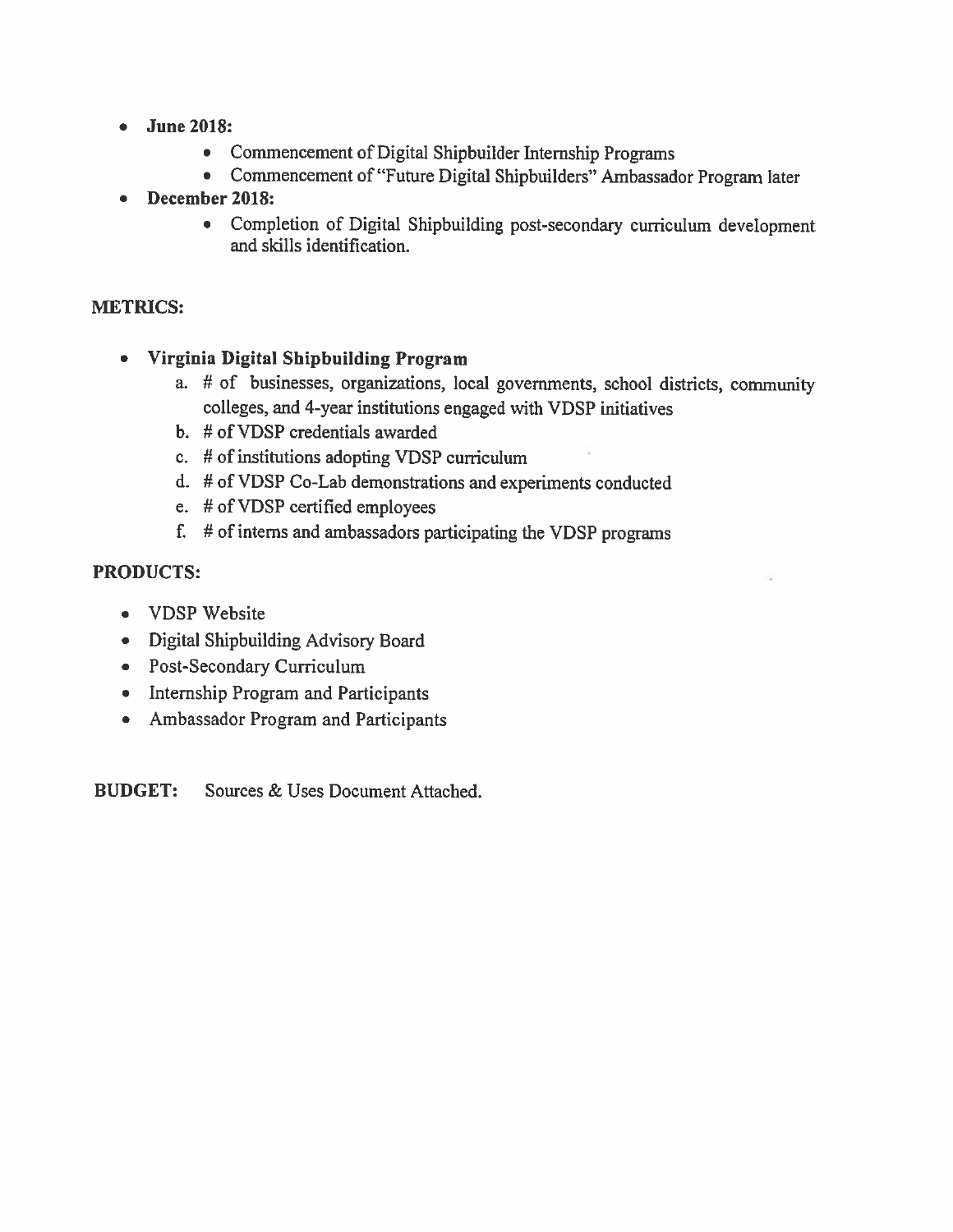- **June 2018:**
  - Commencement of Digital Shipbuilder Internship Programs
  - Commencement of "Future Digital Shipbuilders" Ambassador Program later
- **December 2018:**
  - Completion of Digital Shipbuilding post-secondary curriculum development and skills identification.

**METRICS:**

- **Virginia Digital Shipbuilding Program**
  a. # of businesses, organizations, local governments, school districts, community colleges, and 4-year institutions engaged with VDSP initiatives
  b. # of VDSP credentials awarded
  c. # of institutions adopting VDSP curriculum
  d. # of VDSP Co-Lab demonstrations and experiments conducted
  e. # of VDSP certified employees
  f. # of interns and ambassadors participating the VDSP programs

**PRODUCTS:**

- VDSP Website
- Digital Shipbuilding Advisory Board
- Post-Secondary Curriculum
- Internship Program and Participants
- Ambassador Program and Participants

**BUDGET:** Sources & Uses Document Attached.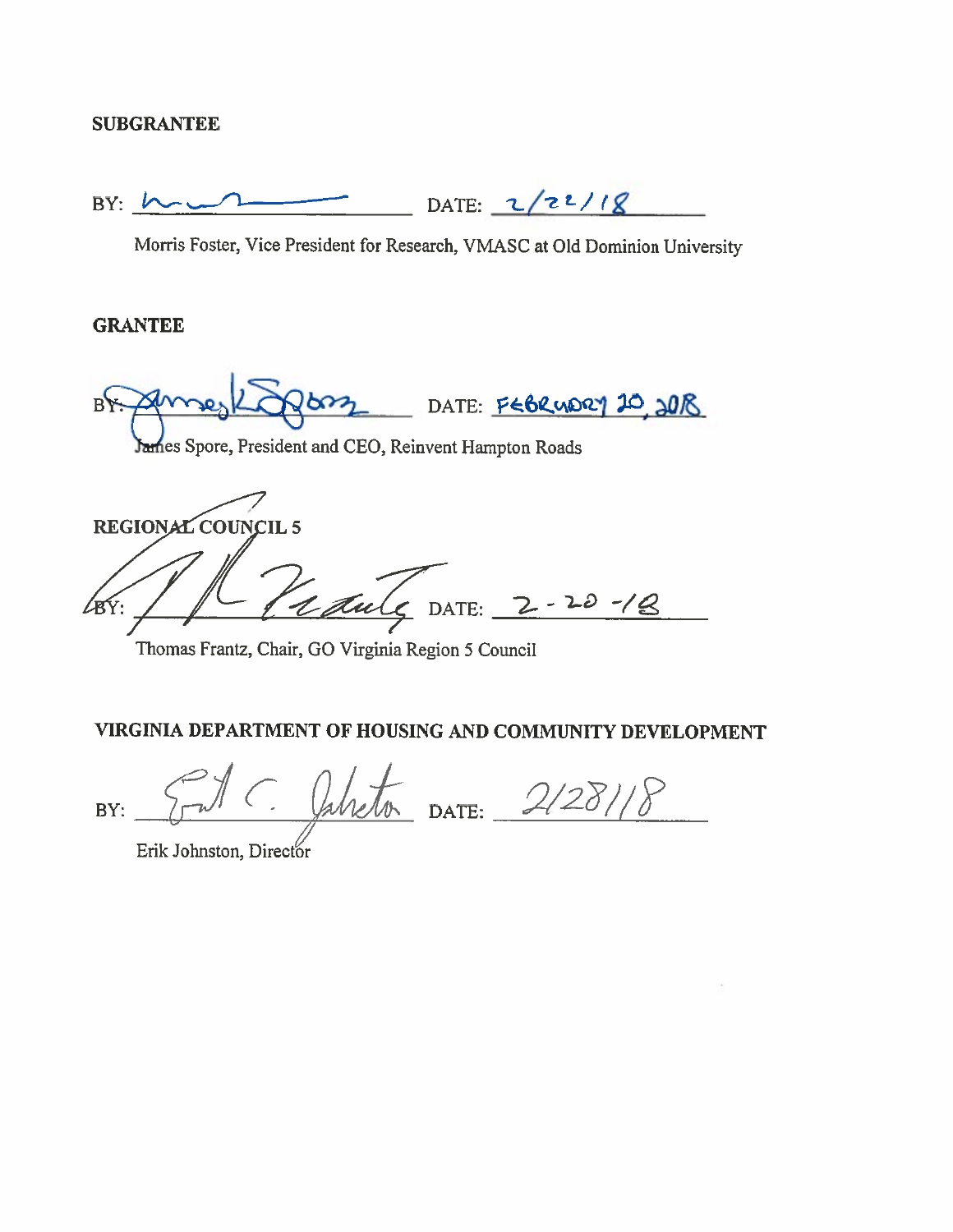**SUBGRANTEE**

BY: ______________________ DATE: 2/22/18

Morris Foster, Vice President for Research, VMASC at Old Dominion University

**GRANTEE**

BY: ______________________ DATE: FEBRUARY 20, 2018

James Spore, President and CEO, Reinvent Hampton Roads

**REGIONAL COUNCIL 5**

BY: ______________________ DATE: 2-20-18

Thomas Frantz, Chair, GO Virginia Region 5 Council

**VIRGINIA DEPARTMENT OF HOUSING AND COMMUNITY DEVELOPMENT**

BY: ______________________ DATE: 2/28/18

Erik Johnston, Director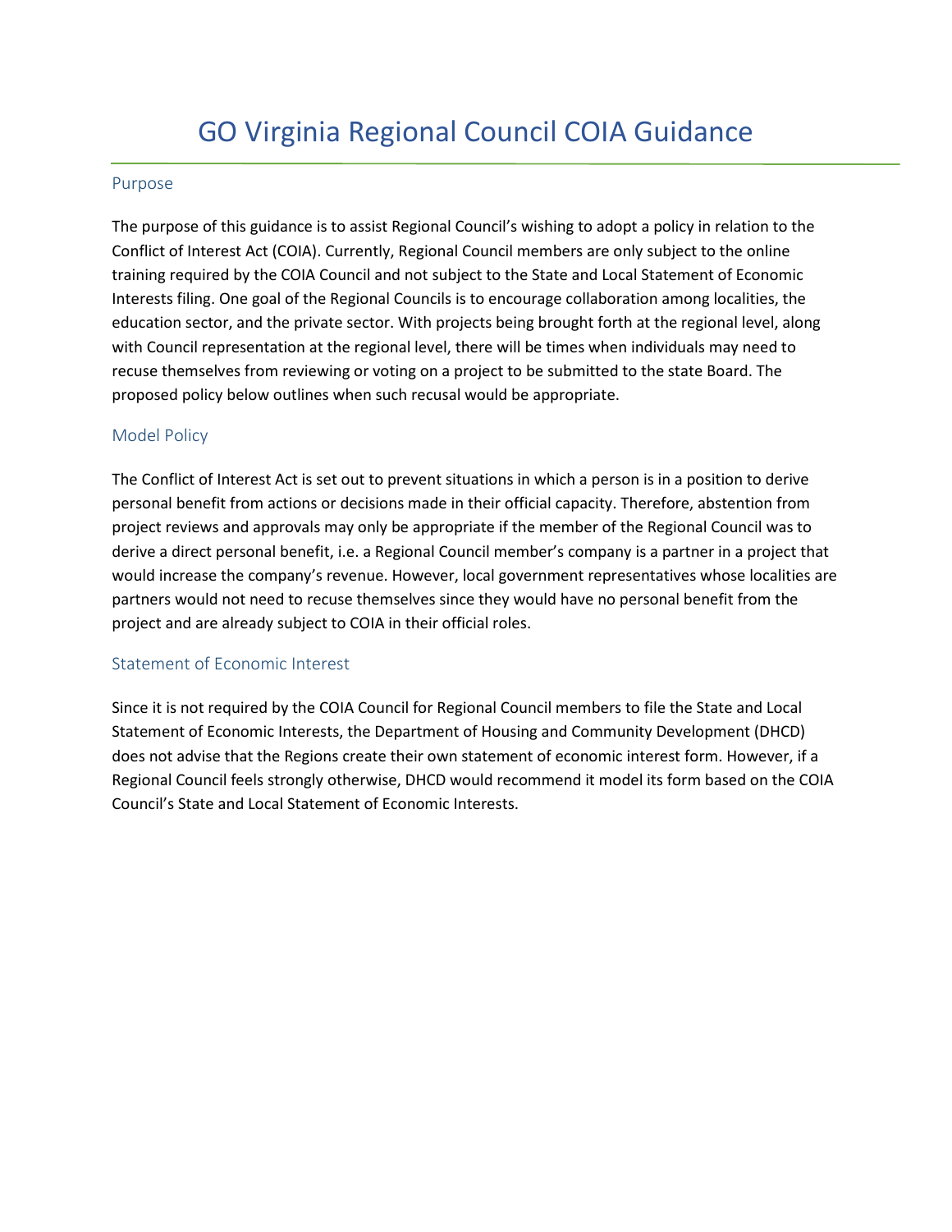# GO Virginia Regional Council COIA Guidance

## Purpose

The purpose of this guidance is to assist Regional Council's wishing to adopt a policy in relation to the Conflict of Interest Act (COIA). Currently, Regional Council members are only subject to the online training required by the COIA Council and not subject to the State and Local Statement of Economic Interests filing. One goal of the Regional Councils is to encourage collaboration among localities, the education sector, and the private sector. With projects being brought forth at the regional level, along with Council representation at the regional level, there will be times when individuals may need to recuse themselves from reviewing or voting on a project to be submitted to the state Board. The proposed policy below outlines when such recusal would be appropriate.

## Model Policy

The Conflict of Interest Act is set out to prevent situations in which a person is in a position to derive personal benefit from actions or decisions made in their official capacity. Therefore, abstention from project reviews and approvals may only be appropriate if the member of the Regional Council was to derive a direct personal benefit, i.e. a Regional Council member's company is a partner in a project that would increase the company's revenue. However, local government representatives whose localities are partners would not need to recuse themselves since they would have no personal benefit from the project and are already subject to COIA in their official roles.

## Statement of Economic Interest

Since it is not required by the COIA Council for Regional Council members to file the State and Local Statement of Economic Interests, the Department of Housing and Community Development (DHCD) does not advise that the Regions create their own statement of economic interest form. However, if a Regional Council feels strongly otherwise, DHCD would recommend it model its form based on the COIA Council's State and Local Statement of Economic Interests.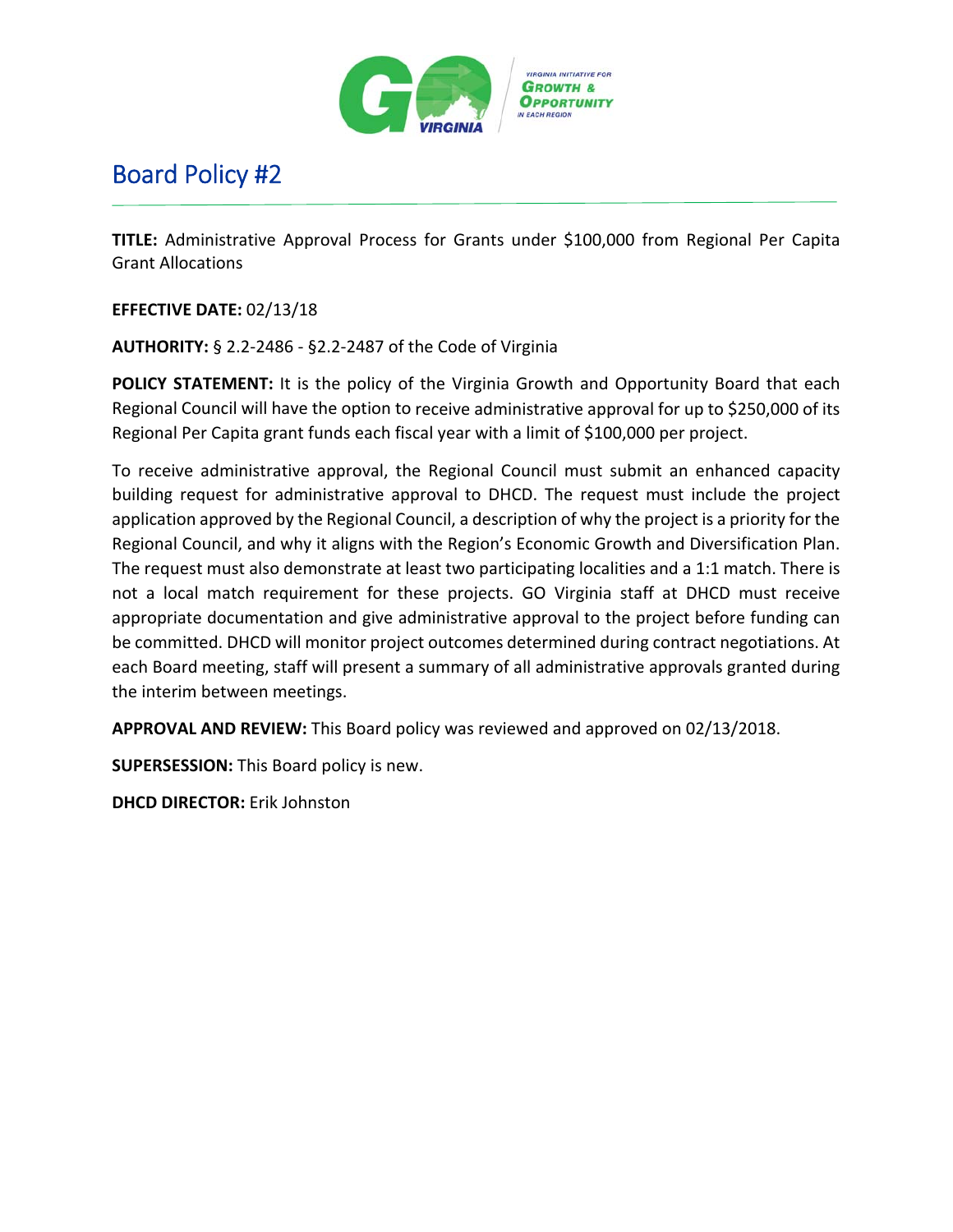# Board Policy #2

**TITLE:** Administrative Approval Process for Grants under $100,000 from Regional Per Capita Grant Allocations

**EFFECTIVE DATE:** 02/13/18

**AUTHORITY:** § 2.2-2486 - §2.2-2487 of the Code of Virginia

**POLICY STATEMENT:** It is the policy of the Virginia Growth and Opportunity Board that each Regional Council will have the option to receive administrative approval for up to $250,000 of its Regional Per Capita grant funds each fiscal year with a limit of $100,000 per project.

To receive administrative approval, the Regional Council must submit an enhanced capacity building request for administrative approval to DHCD. The request must include the project application approved by the Regional Council, a description of why the project is a priority for the Regional Council, and why it aligns with the Region's Economic Growth and Diversification Plan. The request must also demonstrate at least two participating localities and a 1:1 match. There is not a local match requirement for these projects. GO Virginia staff at DHCD must receive appropriate documentation and give administrative approval to the project before funding can be committed. DHCD will monitor project outcomes determined during contract negotiations. At each Board meeting, staff will present a summary of all administrative approvals granted during the interim between meetings.

**APPROVAL AND REVIEW:** This Board policy was reviewed and approved on 02/13/2018.

**SUPERSESSION:** This Board policy is new.

**DHCD DIRECTOR:** Erik Johnston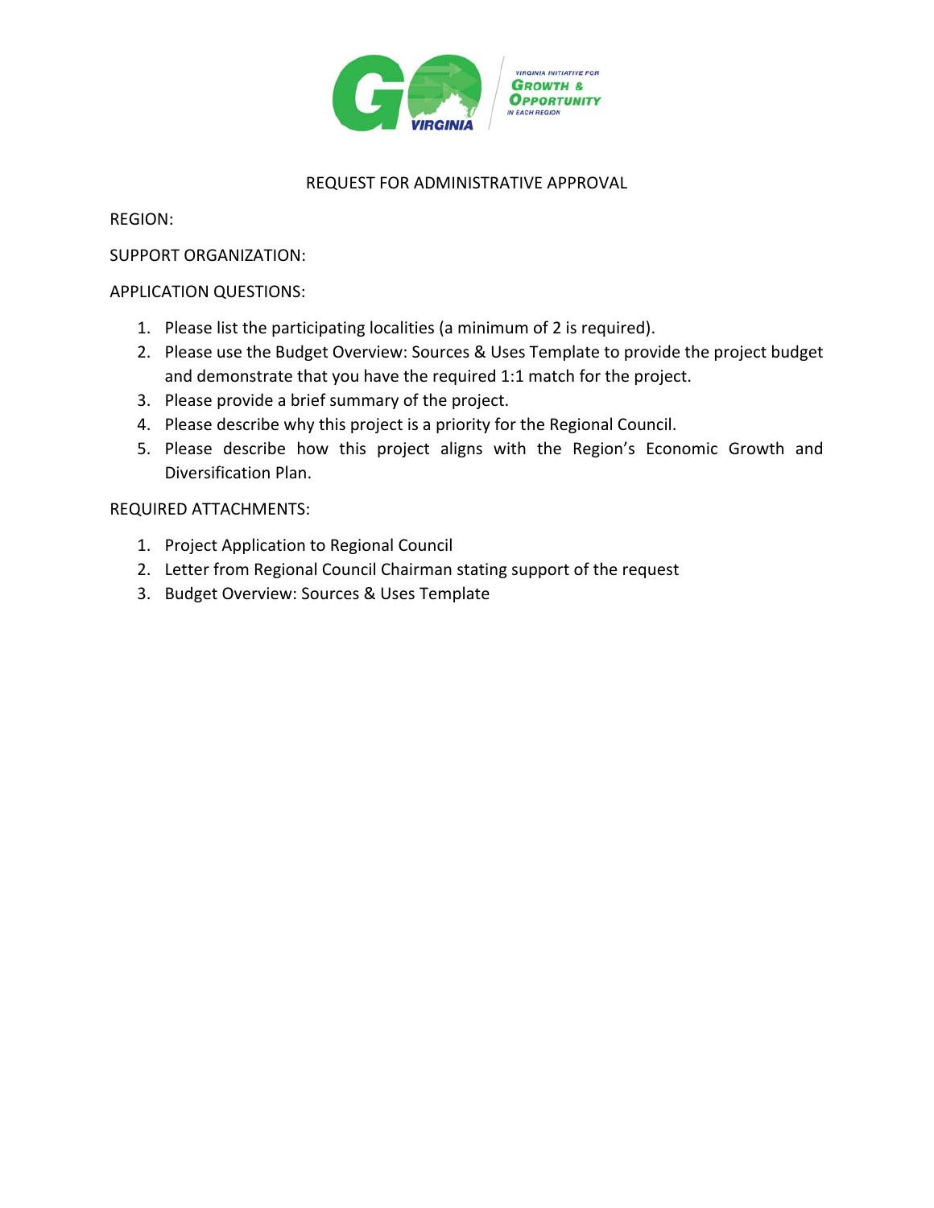REQUEST FOR ADMINISTRATIVE APPROVAL

REGION:

SUPPORT ORGANIZATION:

APPLICATION QUESTIONS:

1. Please list the participating localities (a minimum of 2 is required).
2. Please use the Budget Overview: Sources & Uses Template to provide the project budget and demonstrate that you have the required 1:1 match for the project.
3. Please provide a brief summary of the project.
4. Please describe why this project is a priority for the Regional Council.
5. Please describe how this project aligns with the Region's Economic Growth and Diversification Plan.

REQUIRED ATTACHMENTS:

1. Project Application to Regional Council
2. Letter from Regional Council Chairman stating support of the request
3. Budget Overview: Sources & Uses Template